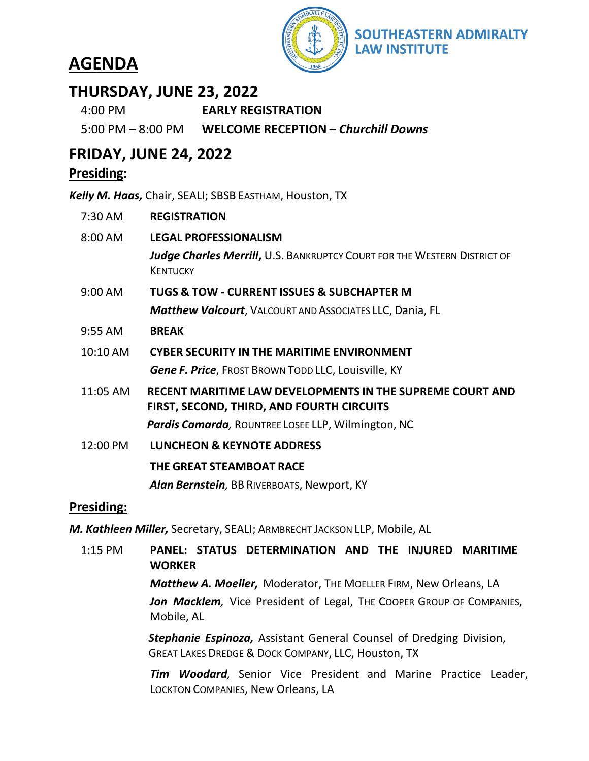# AGENDA

SOUTHEASTERN ADMIRALTY LAW INSTITUTE

## THURSDAY, JUNE 23, 2022

4:00 PM **EARLY REGISTRATION**

5:00 PM – 8:00 PM **WELCOME RECEPTION – *Churchill Downs***

## FRIDAY, JUNE 24, 2022

### Presiding:

***Kelly M. Haas,*** Chair, SEALI; SBSB Eastham, Houston, TX

7:30 AM **REGISTRATION**

8:00 AM **LEGAL PROFESSIONALISM**
***Judge Charles Merrill***, U.S. Bankruptcy Court for the Western District of Kentucky

9:00 AM **TUGS & TOW - CURRENT ISSUES & SUBCHAPTER M**
***Matthew Valcourt***, Valcourt and Associates LLC, Dania, FL

9:55 AM **BREAK**

10:10 AM **CYBER SECURITY IN THE MARITIME ENVIRONMENT**
***Gene F. Price***, Frost Brown Todd LLC, Louisville, KY

11:05 AM **RECENT MARITIME LAW DEVELOPMENTS IN THE SUPREME COURT AND FIRST, SECOND, THIRD, AND FOURTH CIRCUITS**
***Pardis Camarda,*** Rountree Losee LLP, Wilmington, NC

12:00 PM **LUNCHEON & KEYNOTE ADDRESS**
**THE GREAT STEAMBOAT RACE**
***Alan Bernstein,*** BB Riverboats, Newport, KY

### Presiding:

***M. Kathleen Miller,*** Secretary, SEALI; Armbrecht Jackson LLP, Mobile, AL

1:15 PM **PANEL: STATUS DETERMINATION AND THE INJURED MARITIME WORKER**

***Matthew A. Moeller,*** Moderator, The Moeller Firm, New Orleans, LA

***Jon Macklem,*** Vice President of Legal, The Cooper Group of Companies, Mobile, AL

***Stephanie Espinoza,*** Assistant General Counsel of Dredging Division, Great Lakes Dredge & Dock Company, LLC, Houston, TX

***Tim Woodard,*** Senior Vice President and Marine Practice Leader, Lockton Companies, New Orleans, LA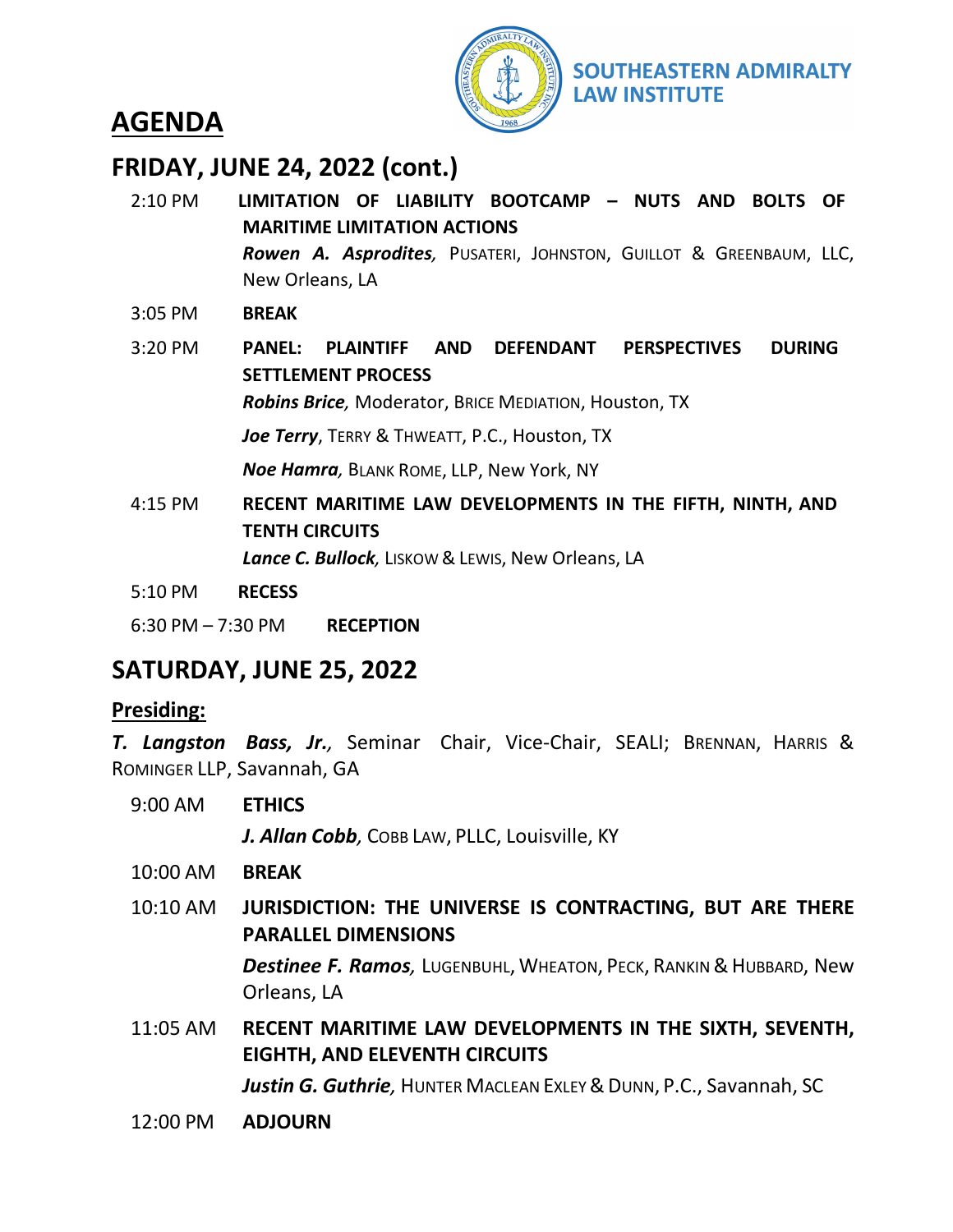# AGENDA

SOUTHEASTERN ADMIRALTY LAW INSTITUTE

## FRIDAY, JUNE 24, 2022 (cont.)

2:10 PM **LIMITATION OF LIABILITY BOOTCAMP – NUTS AND BOLTS OF MARITIME LIMITATION ACTIONS**
***Rowen A. Asprodites,*** PUSATERI, JOHNSTON, GUILLOT & GREENBAUM, LLC, New Orleans, LA

3:05 PM **BREAK**

3:20 PM **PANEL: PLAINTIFF AND DEFENDANT PERSPECTIVES DURING SETTLEMENT PROCESS**
***Robins Brice,*** Moderator, BRICE MEDIATION, Houston, TX
***Joe Terry***, TERRY & THWEATT, P.C., Houston, TX
***Noe Hamra,*** BLANK ROME, LLP, New York, NY

4:15 PM **RECENT MARITIME LAW DEVELOPMENTS IN THE FIFTH, NINTH, AND TENTH CIRCUITS**
***Lance C. Bullock,*** LISKOW & LEWIS, New Orleans, LA

5:10 PM **RECESS**

6:30 PM – 7:30 PM **RECEPTION**

## SATURDAY, JUNE 25, 2022

**Presiding:**

***T. Langston Bass, Jr.,*** Seminar Chair, Vice-Chair, SEALI; BRENNAN, HARRIS & ROMINGER LLP, Savannah, GA

9:00 AM **ETHICS**
***J. Allan Cobb,*** COBB LAW, PLLC, Louisville, KY

10:00 AM **BREAK**

10:10 AM **JURISDICTION: THE UNIVERSE IS CONTRACTING, BUT ARE THERE PARALLEL DIMENSIONS**
***Destinee F. Ramos,*** LUGENBUHL, WHEATON, PECK, RANKIN & HUBBARD, New Orleans, LA

11:05 AM **RECENT MARITIME LAW DEVELOPMENTS IN THE SIXTH, SEVENTH, EIGHTH, AND ELEVENTH CIRCUITS**
***Justin G. Guthrie,*** HUNTER MACLEAN EXLEY & DUNN, P.C., Savannah, SC

12:00 PM **ADJOURN**